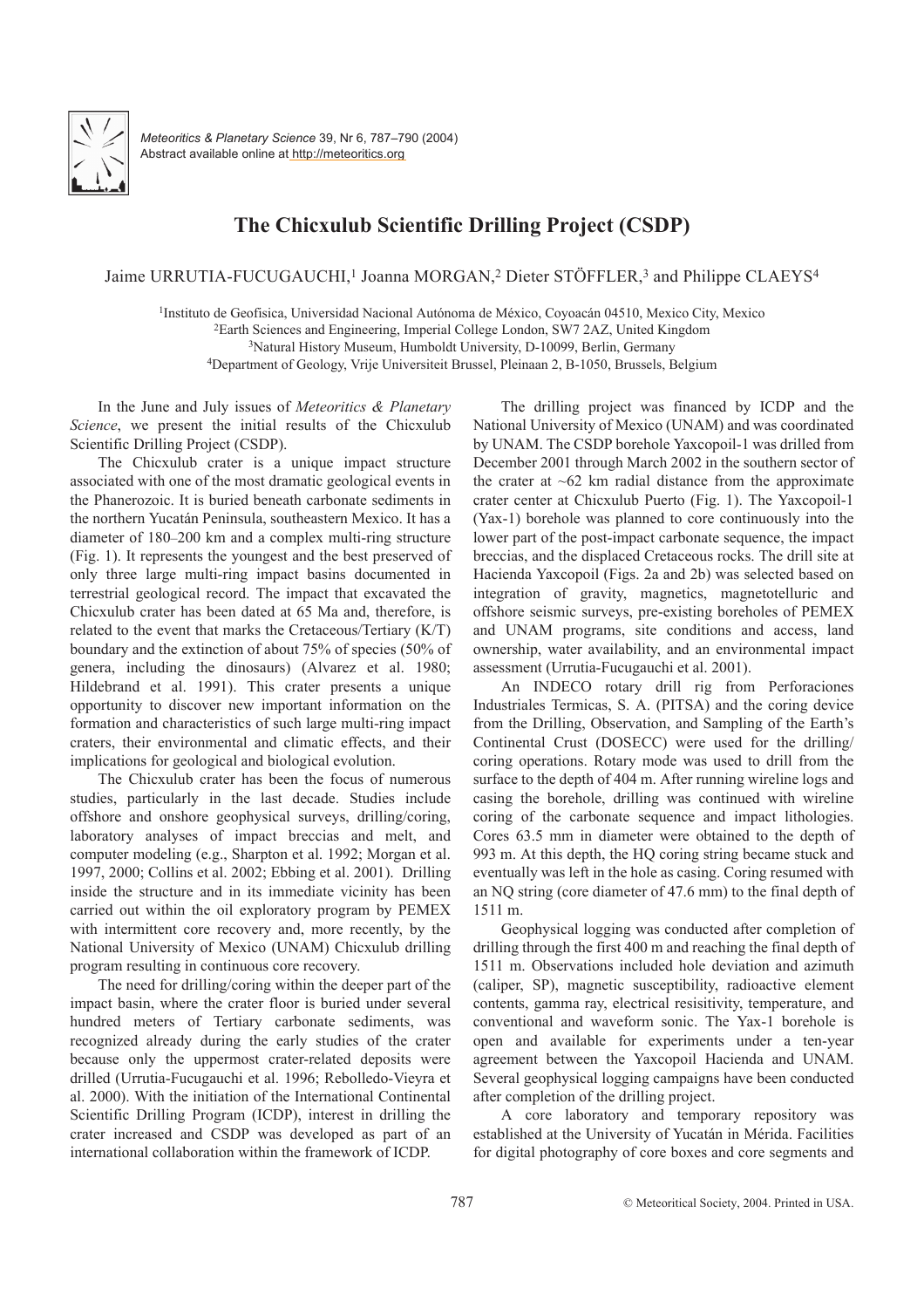# The Chicxulub Scientific Drilling Project (CSDP)

Jaime URRUTIA-FUCUGAUCHI,[1] Joanna MORGAN,[2] Dieter STÖFFLER,[3] and Philippe CLAEYS[4]

[1]Instituto de Geofísica, Universidad Nacional Autónoma de México, Coyoacán 04510, Mexico City, Mexico
[2]Earth Sciences and Engineering, Imperial College London, SW7 2AZ, United Kingdom
[3]Natural History Museum, Humboldt University, D-10099, Berlin, Germany
[4]Department of Geology, Vrije Universiteit Brussel, Pleinaan 2, B-1050, Brussels, Belgium

In the June and July issues of *Meteoritics & Planetary Science*, we present the initial results of the Chicxulub Scientific Drilling Project (CSDP).

The Chicxulub crater is a unique impact structure associated with one of the most dramatic geological events in the Phanerozoic. It is buried beneath carbonate sediments in the northern Yucatán Peninsula, southeastern Mexico. It has a diameter of 180–200 km and a complex multi-ring structure (Fig. 1). It represents the youngest and the best preserved of only three large multi-ring impact basins documented in terrestrial geological record. The impact that excavated the Chicxulub crater has been dated at 65 Ma and, therefore, is related to the event that marks the Cretaceous/Tertiary (K/T) boundary and the extinction of about 75% of species (50% of genera, including the dinosaurs) (Alvarez et al. 1980; Hildebrand et al. 1991). This crater presents a unique opportunity to discover new important information on the formation and characteristics of such large multi-ring impact craters, their environmental and climatic effects, and their implications for geological and biological evolution.

The Chicxulub crater has been the focus of numerous studies, particularly in the last decade. Studies include offshore and onshore geophysical surveys, drilling/coring, laboratory analyses of impact breccias and melt, and computer modeling (e.g., Sharpton et al. 1992; Morgan et al. 1997, 2000; Collins et al. 2002; Ebbing et al. 2001). Drilling inside the structure and in its immediate vicinity has been carried out within the oil exploratory program by PEMEX with intermittent core recovery and, more recently, by the National University of Mexico (UNAM) Chicxulub drilling program resulting in continuous core recovery.

The need for drilling/coring within the deeper part of the impact basin, where the crater floor is buried under several hundred meters of Tertiary carbonate sediments, was recognized already during the early studies of the crater because only the uppermost crater-related deposits were drilled (Urrutia-Fucugauchi et al. 1996; Rebolledo-Vieyra et al. 2000). With the initiation of the International Continental Scientific Drilling Program (ICDP), interest in drilling the crater increased and CSDP was developed as part of an international collaboration within the framework of ICDP.

The drilling project was financed by ICDP and the National University of Mexico (UNAM) and was coordinated by UNAM. The CSDP borehole Yaxcopoil-1 was drilled from December 2001 through March 2002 in the southern sector of the crater at ~62 km radial distance from the approximate crater center at Chicxulub Puerto (Fig. 1). The Yaxcopoil-1 (Yax-1) borehole was planned to core continuously into the lower part of the post-impact carbonate sequence, the impact breccias, and the displaced Cretaceous rocks. The drill site at Hacienda Yaxcopoil (Figs. 2a and 2b) was selected based on integration of gravity, magnetics, magnetotelluric and offshore seismic surveys, pre-existing boreholes of PEMEX and UNAM programs, site conditions and access, land ownership, water availability, and an environmental impact assessment (Urrutia-Fucugauchi et al. 2001).

An INDECO rotary drill rig from Perforaciones Industriales Termicas, S. A. (PITSA) and the coring device from the Drilling, Observation, and Sampling of the Earth's Continental Crust (DOSECC) were used for the drilling/coring operations. Rotary mode was used to drill from the surface to the depth of 404 m. After running wireline logs and casing the borehole, drilling was continued with wireline coring of the carbonate sequence and impact lithologies. Cores 63.5 mm in diameter were obtained to the depth of 993 m. At this depth, the HQ coring string became stuck and eventually was left in the hole as casing. Coring resumed with an NQ string (core diameter of 47.6 mm) to the final depth of 1511 m.

Geophysical logging was conducted after completion of drilling through the first 400 m and reaching the final depth of 1511 m. Observations included hole deviation and azimuth (caliper, SP), magnetic susceptibility, radioactive element contents, gamma ray, electrical resisitivity, temperature, and conventional and waveform sonic. The Yax-1 borehole is open and available for experiments under a ten-year agreement between the Yaxcopoil Hacienda and UNAM. Several geophysical logging campaigns have been conducted after completion of the drilling project.

A core laboratory and temporary repository was established at the University of Yucatán in Mérida. Facilities for digital photography of core boxes and core segments and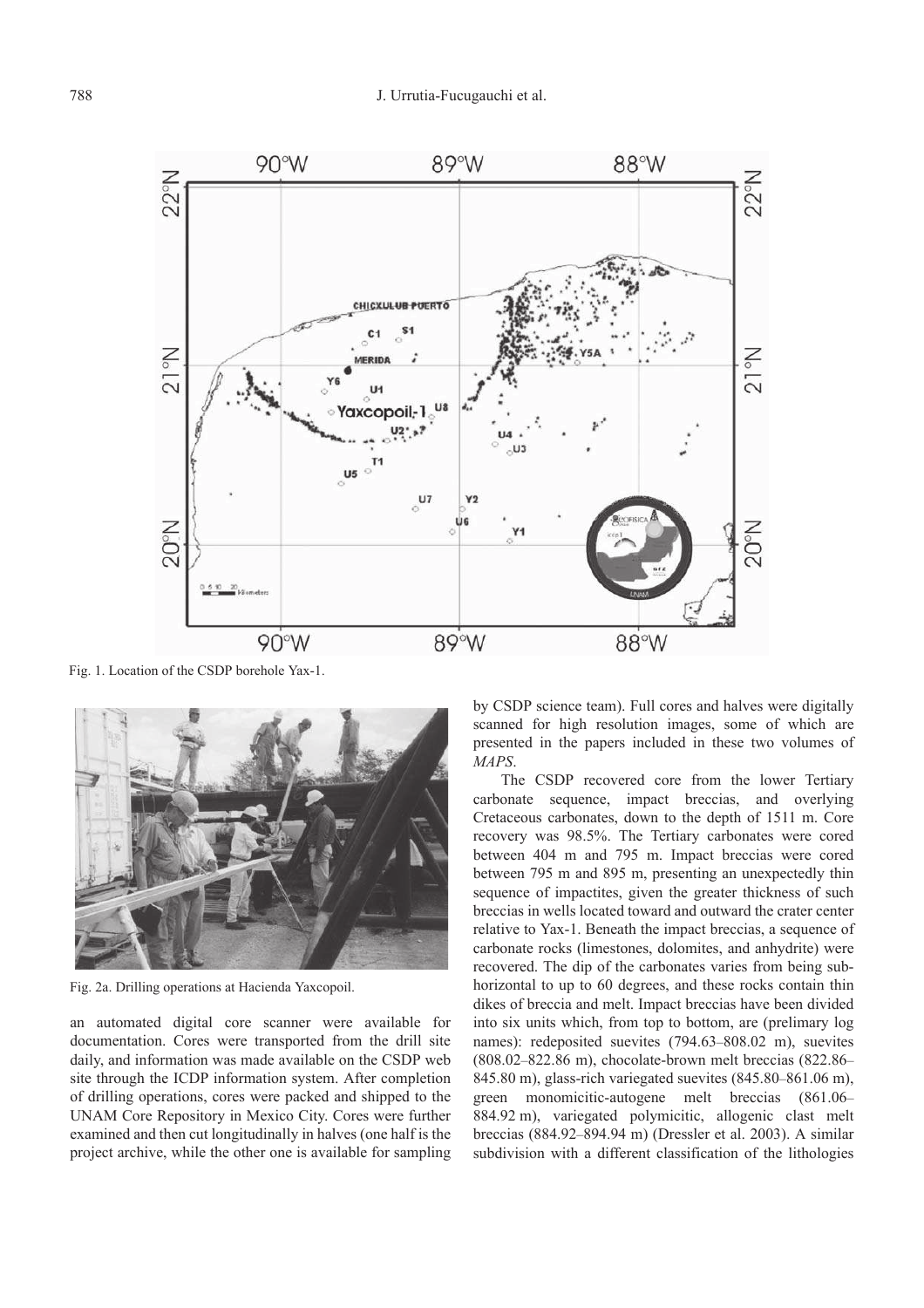Fig. 1. Location of the CSDP borehole Yax-1.

Fig. 2a. Drilling operations at Hacienda Yaxcopoil.

an automated digital core scanner were available for documentation. Cores were transported from the drill site daily, and information was made available on the CSDP web site through the ICDP information system. After completion of drilling operations, cores were packed and shipped to the UNAM Core Repository in Mexico City. Cores were further examined and then cut longitudinally in halves (one half is the project archive, while the other one is available for sampling by CSDP science team). Full cores and halves were digitally scanned for high resolution images, some of which are presented in the papers included in these two volumes of *MAPS*.

The CSDP recovered core from the lower Tertiary carbonate sequence, impact breccias, and overlying Cretaceous carbonates, down to the depth of 1511 m. Core recovery was 98.5%. The Tertiary carbonates were cored between 404 m and 795 m. Impact breccias were cored between 795 m and 895 m, presenting an unexpectedly thin sequence of impactites, given the greater thickness of such breccias in wells located toward and outward the crater center relative to Yax-1. Beneath the impact breccias, a sequence of carbonate rocks (limestones, dolomites, and anhydrite) were recovered. The dip of the carbonates varies from being sub-horizontal to up to 60 degrees, and these rocks contain thin dikes of breccia and melt. Impact breccias have been divided into six units which, from top to bottom, are (prelimary log names): redeposited suevites (794.63–808.02 m), suevites (808.02–822.86 m), chocolate-brown melt breccias (822.86–845.80 m), glass-rich variegated suevites (845.80–861.06 m), green monomicitic-autogene melt breccias (861.06–884.92 m), variegated polymicitic, allogenic clast melt breccias (884.92–894.94 m) (Dressler et al. 2003). A similar subdivision with a different classification of the lithologies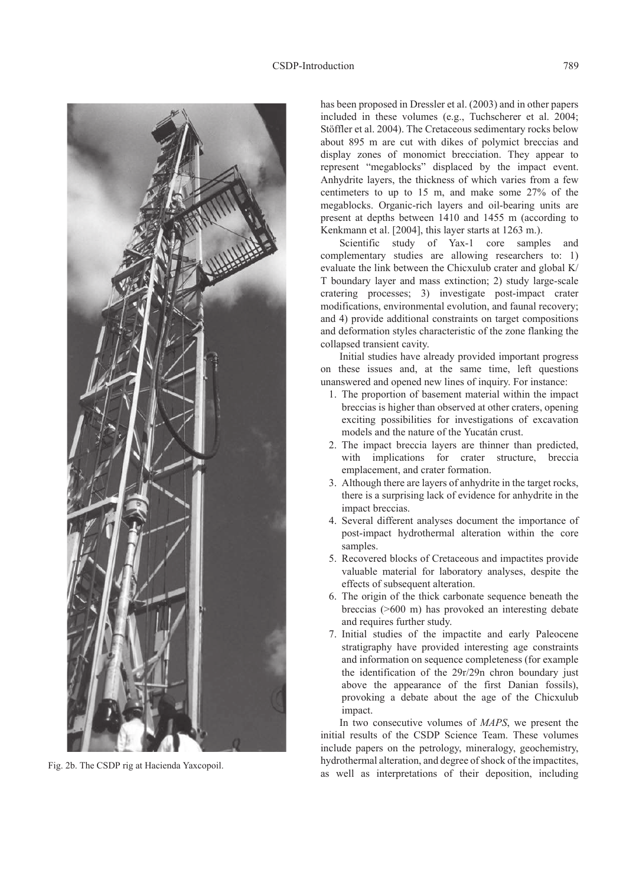has been proposed in Dressler et al. (2003) and in other papers included in these volumes (e.g., Tuchscherer et al. 2004; Stöffler et al. 2004). The Cretaceous sedimentary rocks below about 895 m are cut with dikes of polymict breccias and display zones of monomict brecciation. They appear to represent "megablocks" displaced by the impact event. Anhydrite layers, the thickness of which varies from a few centimeters to up to 15 m, and make some 27% of the megablocks. Organic-rich layers and oil-bearing units are present at depths between 1410 and 1455 m (according to Kenkmann et al. [2004], this layer starts at 1263 m.).

Scientific study of Yax-1 core samples and complementary studies are allowing researchers to: 1) evaluate the link between the Chicxulub crater and global K/T boundary layer and mass extinction; 2) study large-scale cratering processes; 3) investigate post-impact crater modifications, environmental evolution, and faunal recovery; and 4) provide additional constraints on target compositions and deformation styles characteristic of the zone flanking the collapsed transient cavity.

Initial studies have already provided important progress on these issues and, at the same time, left questions unanswered and opened new lines of inquiry. For instance:

1. The proportion of basement material within the impact breccias is higher than observed at other craters, opening exciting possibilities for investigations of excavation models and the nature of the Yucatán crust.
2. The impact breccia layers are thinner than predicted, with implications for crater structure, breccia emplacement, and crater formation.
3. Although there are layers of anhydrite in the target rocks, there is a surprising lack of evidence for anhydrite in the impact breccias.
4. Several different analyses document the importance of post-impact hydrothermal alteration within the core samples.
5. Recovered blocks of Cretaceous and impactites provide valuable material for laboratory analyses, despite the effects of subsequent alteration.
6. The origin of the thick carbonate sequence beneath the breccias (>600 m) has provoked an interesting debate and requires further study.
7. Initial studies of the impactite and early Paleocene stratigraphy have provided interesting age constraints and information on sequence completeness (for example the identification of the 29r/29n chron boundary just above the appearance of the first Danian fossils), provoking a debate about the age of the Chicxulub impact.

In two consecutive volumes of *MAPS*, we present the initial results of the CSDP Science Team. These volumes include papers on the petrology, mineralogy, geochemistry, hydrothermal alteration, and degree of shock of the impactites, as well as interpretations of their deposition, including

Fig. 2b. The CSDP rig at Hacienda Yaxcopoil.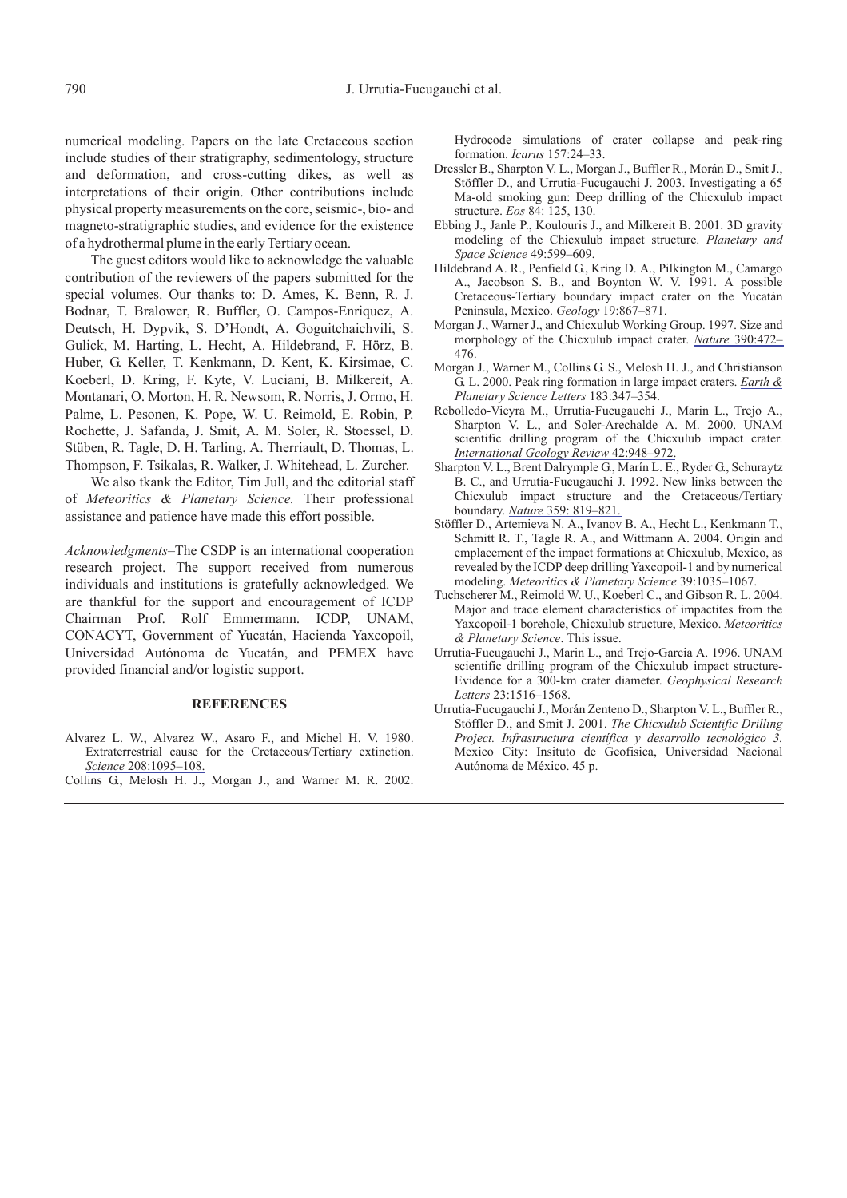numerical modeling. Papers on the late Cretaceous section include studies of their stratigraphy, sedimentology, structure and deformation, and cross-cutting dikes, as well as interpretations of their origin. Other contributions include physical property measurements on the core, seismic-, bio- and magneto-stratigraphic studies, and evidence for the existence of a hydrothermal plume in the early Tertiary ocean.

The guest editors would like to acknowledge the valuable contribution of the reviewers of the papers submitted for the special volumes. Our thanks to: D. Ames, K. Benn, R. J. Bodnar, T. Bralower, R. Buffler, O. Campos-Enriquez, A. Deutsch, H. Dypvik, S. D'Hondt, A. Goguitchaichvili, S. Gulick, M. Harting, L. Hecht, A. Hildebrand, F. Hörz, B. Huber, G. Keller, T. Kenkmann, D. Kent, K. Kirsimae, C. Koeberl, D. Kring, F. Kyte, V. Luciani, B. Milkereit, A. Montanari, O. Morton, H. R. Newsom, R. Norris, J. Ormo, H. Palme, L. Pesonen, K. Pope, W. U. Reimold, E. Robin, P. Rochette, J. Safanda, J. Smit, A. M. Soler, R. Stoessel, D. Stüben, R. Tagle, D. H. Tarling, A. Therriault, D. Thomas, L. Thompson, F. Tsikalas, R. Walker, J. Whitehead, L. Zurcher.

We also tkank the Editor, Tim Jull, and the editorial staff of *Meteoritics & Planetary Science.* Their professional assistance and patience have made this effort possible.

*Acknowledgments*–The CSDP is an international cooperation research project. The support received from numerous individuals and institutions is gratefully acknowledged. We are thankful for the support and encouragement of ICDP Chairman Prof. Rolf Emmermann. ICDP, UNAM, CONACYT, Government of Yucatán, Hacienda Yaxcopoil, Universidad Autónoma de Yucatán, and PEMEX have provided financial and/or logistic support.

## REFERENCES

Alvarez L. W., Alvarez W., Asaro F., and Michel H. V. 1980. Extraterrestrial cause for the Cretaceous/Tertiary extinction. *Science* 208:1095–108.

Collins G., Melosh H. J., Morgan J., and Warner M. R. 2002. Hydrocode simulations of crater collapse and peak-ring formation. *Icarus* 157:24–33.

Dressler B., Sharpton V. L., Morgan J., Buffler R., Morán D., Smit J., Stöffler D., and Urrutia-Fucugauchi J. 2003. Investigating a 65 Ma-old smoking gun: Deep drilling of the Chicxulub impact structure. *Eos* 84: 125, 130.

Ebbing J., Janle P., Koulouris J., and Milkereit B. 2001. 3D gravity modeling of the Chicxulub impact structure. *Planetary and Space Science* 49:599–609.

Hildebrand A. R., Penfield G., Kring D. A., Pilkington M., Camargo A., Jacobson S. B., and Boynton W. V. 1991. A possible Cretaceous-Tertiary boundary impact crater on the Yucatán Peninsula, Mexico. *Geology* 19:867–871.

Morgan J., Warner J., and Chicxulub Working Group. 1997. Size and morphology of the Chicxulub impact crater. *Nature* 390:472–476.

Morgan J., Warner M., Collins G. S., Melosh H. J., and Christianson G. L. 2000. Peak ring formation in large impact craters. *Earth & Planetary Science Letters* 183:347–354.

Rebolledo-Vieyra M., Urrutia-Fucugauchi J., Marin L., Trejo A., Sharpton V. L., and Soler-Arechalde A. M. 2000. UNAM scientific drilling program of the Chicxulub impact crater. *International Geology Review* 42:948–972.

Sharpton V. L., Brent Dalrymple G., Marín L. E., Ryder G., Schuraytz B. C., and Urrutia-Fucugauchi J. 1992. New links between the Chicxulub impact structure and the Cretaceous/Tertiary boundary. *Nature* 359: 819–821.

Stöffler D., Artemieva N. A., Ivanov B. A., Hecht L., Kenkmann T., Schmitt R. T., Tagle R. A., and Wittmann A. 2004. Origin and emplacement of the impact formations at Chicxulub, Mexico, as revealed by the ICDP deep drilling Yaxcopoil-1 and by numerical modeling. *Meteoritics & Planetary Science* 39:1035–1067.

Tuchscherer M., Reimold W. U., Koeberl C., and Gibson R. L. 2004. Major and trace element characteristics of impactites from the Yaxcopoil-1 borehole, Chicxulub structure, Mexico. *Meteoritics & Planetary Science*. This issue.

Urrutia-Fucugauchi J., Marin L., and Trejo-Garcia A. 1996. UNAM scientific drilling program of the Chicxulub impact structure-Evidence for a 300-km crater diameter. *Geophysical Research Letters* 23:1516–1568.

Urrutia-Fucugauchi J., Morán Zenteno D., Sharpton V. L., Buffler R., Stöffler D., and Smit J. 2001. *The Chicxulub Scientific Drilling Project. Infrastructura científica y desarrollo tecnológico 3.* Mexico City: Insituto de Geofísica, Universidad Nacional Autónoma de México. 45 p.